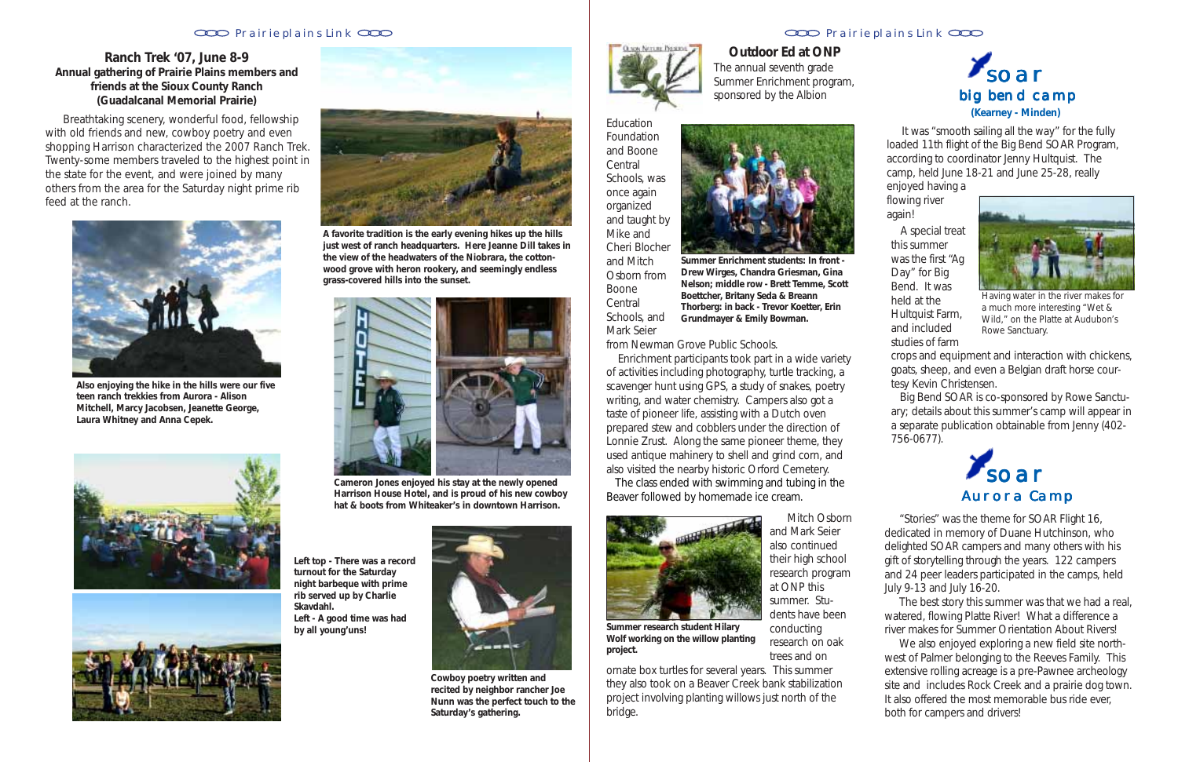## Ranch Trek '07, June 8-9

**Annual gathering of Prairie Plains members and friends at the Sioux County Ranch (Guadalcanal Memorial Prairie)**

Breathtaking scenery, wonderful food, fellowship with old friends and new, cowboy poetry and even shopping Harrison characterized the 2007 Ranch Trek. Twenty-some members traveled to the highest point in the state for the event, and were joined by many others from the area for the Saturday night prime rib feed at the ranch.

**Also enjoying the hike in the hills were our five teen ranch trekkies from Aurora - Alison Mitchell, Marcy Jacobsen, Jeanette George, Laura Whitney and Anna Cepek.**

**A favorite tradition is the early evening hikes up the hills just west of ranch headquarters. Here Jeanne Dill takes in the view of the headwaters of the Niobrara, the cottonwood grove with heron rookery, and seemingly endless grass-covered hills into the sunset.**

**Cameron Jones enjoyed his stay at the newly opened Harrison House Hotel, and is proud of his new cowboy hat & boots from Whiteaker's in downtown Harrison.**

**Left top - There was a record turnout for the Saturday night barbeque with prime rib served up by Charlie Skavdahl.**
**Left - A good time was had by all young'uns!**

**Cowboy poetry written and recited by neighbor rancher Joe Nunn was the perfect touch to the Saturday's gathering.**

## Outdoor Ed at ONP

The annual seventh grade Summer Enrichment program, sponsored by the Albion Education Foundation and Boone Central Schools, was once again organized and taught by Mike and Cheri Blocher and Mitch Osborn from Boone Central Schools, and Mark Seier from Newman Grove Public Schools.

**Summer Enrichment students: In front - Drew Wirges, Chandra Griesman, Gina Nelson; middle row - Brett Temme, Scott Boettcher, Britany Seda & Breann Thorberg: in back - Trevor Koetter, Erin Grundmayer & Emily Bowman.**

Enrichment participants took part in a wide variety of activities including photography, turtle tracking, a scavenger hunt using GPS, a study of snakes, poetry writing, and water chemistry. Campers also got a taste of pioneer life, assisting with a Dutch oven prepared stew and cobblers under the direction of Lonnie Zrust. Along the same pioneer theme, they used antique mahinery to shell and grind corn, and also visited the nearby historic Orford Cemetery.

The class ended with swimming and tubing in the Beaver followed by homemade ice cream.

Mitch Osborn and Mark Seier also continued their high school research program at ONP this summer. Students have been conducting research on oak trees and on ornate box turtles for several years. This summer they also took on a Beaver Creek bank stabilization project involving planting willows just north of the bridge.

**Summer research student Hilary Wolf working on the willow planting project.**

## soar
## big bend camp
**(Kearney - Minden)**

It was "smooth sailing all the way" for the fully loaded 11th flight of the Big Bend SOAR Program, according to coordinator Jenny Hultquist. The camp, held June 18-21 and June 25-28, really enjoyed having a flowing river again!

A special treat this summer was the first "Ag Day" for Big Bend. It was held at the Hultquist Farm, and included studies of farm crops and equipment and interaction with chickens, goats, sheep, and even a Belgian draft horse courtesy Kevin Christensen.

Having water in the river makes for a much more interesting "Wet & Wild," on the Platte at Audubon's Rowe Sanctuary.

Big Bend SOAR is co-sponsored by Rowe Sanctuary; details about this summer's camp will appear in a separate publication obtainable from Jenny (402-756-0677).

## soar
## Aurora Camp

"Stories" was the theme for SOAR Flight 16, dedicated in memory of Duane Hutchinson, who delighted SOAR campers and many others with his gift of storytelling through the years. 122 campers and 24 peer leaders participated in the camps, held July 9-13 and July 16-20.

The best story this summer was that we had a real, watered, flowing Platte River! What a difference a river makes for Summer Orientation About Rivers!

We also enjoyed exploring a new field site northwest of Palmer belonging to the Reeves Family. This extensive rolling acreage is a pre-Pawnee archeology site and includes Rock Creek and a prairie dog town. It also offered the most memorable bus ride ever, both for campers and drivers!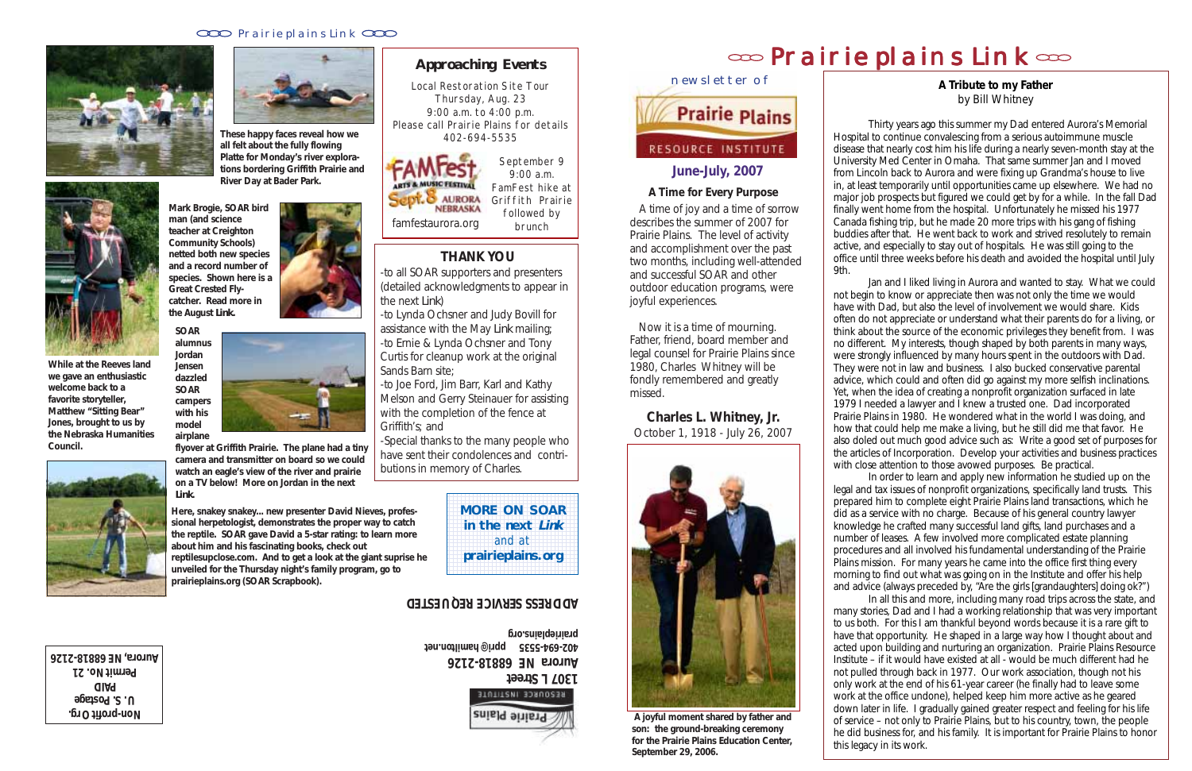# Prairieplains Link

newsletter of

Prairie Plains RESOURCE INSTITUTE

## June-July, 2007

### A Time for Every Purpose

A time of joy and a time of sorrow describes the summer of 2007 for Prairie Plains. The level of activity and accomplishment over the past two months, including well-attended and successful SOAR and other outdoor education programs, were joyful experiences.

Now it is a time of mourning. Father, friend, board member and legal counsel for Prairie Plains since 1980, Charles Whitney will be fondly remembered and greatly missed.

**Charles L. Whitney, Jr.**
October 1, 1918 - July 26, 2007

**A joyful moment shared by father and son: the ground-breaking ceremony for the Prairie Plains Education Center, September 29, 2006.**

### A Tribute to my Father
by Bill Whitney

Thirty years ago this summer my Dad entered Aurora's Memorial Hospital to continue convalescing from a serious autoimmune muscle disease that nearly cost him his life during a nearly seven-month stay at the University Med Center in Omaha. That same summer Jan and I moved from Lincoln back to Aurora and were fixing up Grandma's house to live in, at least temporarily until opportunities came up elsewhere. We had no major job prospects but figured we could get by for a while. In the fall Dad finally went home from the hospital. Unfortunately he missed his 1977 Canada fishing trip, but he made 20 more trips with his gang of fishing buddies after that. He went back to work and strived resolutely to remain active, and especially to stay out of hospitals. He was still going to the office until three weeks before his death and avoided the hospital until July 9th.

Jan and I liked living in Aurora and wanted to stay. What we could not begin to know or appreciate then was not only the time we would have with Dad, but also the level of involvement we would share. Kids often do not appreciate or understand what their parents do for a living, or think about the source of the economic privileges they benefit from. I was no different. My interests, though shaped by both parents in many ways, were strongly influenced by many hours spent in the outdoors with Dad. They were not in law and business. I also bucked conservative parental advice, which could and often did go against my more selfish inclinations. Yet, when the idea of creating a nonprofit organization surfaced in late 1979 I needed a lawyer and I knew a trusted one. Dad incorporated Prairie Plains in 1980. He wondered what in the world I was doing, and how that could help me make a living, but he still did me that favor. He also doled out much good advice such as: Write a good set of purposes for the articles of Incorporation. Develop your activities and business practices with close attention to those avowed purposes. Be practical.

In order to learn and apply new information he studied up on the legal and tax issues of nonprofit organizations, specifically land trusts. This prepared him to complete eight Prairie Plains land transactions, which he did as a service with no charge. Because of his general country lawyer knowledge he crafted many successful land gifts, land purchases and a number of leases. A few involved more complicated estate planning procedures and all involved his fundamental understanding of the Prairie Plains mission. For many years he came into the office first thing every morning to find out what was going on in the Institute and offer his help and advice (always preceded by, "Are the girls [grandaughters] doing ok?")

In all this and more, including many road trips across the state, and many stories, Dad and I had a working relationship that was very important to us both. For this I am thankful beyond words because it is a rare gift to have that opportunity. He shaped in a large way how I thought about and acted upon building and nurturing an organization. Prairie Plains Resource Institute – if it would have existed at all - would be much different had he not pulled through back in 1977. Our work association, though not his only work at the end of his 61-year career (he finally had to leave some work at the office undone), helped keep him more active as he geared down later in life. I gradually gained greater respect and feeling for his life of service – not only to Prairie Plains, but to his country, town, the people he did business for, and his family. It is important for Prairie Plains to honor this legacy in its work.

---

**These happy faces reveal how we all felt about the fully flowing Platte for Monday's river explorations bordering Griffith Prairie and River Day at Bader Park.**

**Mark Brogie, SOAR bird man (and science teacher at Creighton Community Schools) netted both new species and a record number of species. Shown here is a Great Crested Flycatcher. Read more in the August *Link*.**

**While at the Reeves land we gave an enthusiastic welcome back to a favorite storyteller, Matthew "Sitting Bear" Jones, brought to us by the Nebraska Humanities Council.**

**SOAR alumnus Jordan Jensen dazzled SOAR campers with his model airplane flyover at Griffith Prairie. The plane had a tiny camera and transmitter on board so we could watch an eagle's view of the river and prairie on a TV below! More on Jordan in the next *Link*.**

**Here, snakey snakey... new presenter David Nieves, professional herpetologist, demonstrates the proper way to catch the reptile. SOAR gave David a 5-star rating: to learn more about him and his fascinating books, check out reptilesupclose.com. And to get a look at the giant suprise he unveiled for the Thursday night's family program, go to prairieplains.org (SOAR Scrapbook).**

## Approaching Events

Local Restoration Site Tour
Thursday, Aug. 23
9:00 a.m. to 4:00 p.m.
Please call Prairie Plains for details
402-694-5535

FAMFest ARTS & MUSIC FESTIVAL Sept. 8 AURORA NEBRASKA
famfestaurora.org

September 9
9:00 a.m.
FamFest hike at Griffith Prairie followed by brunch

## THANK YOU

- to all SOAR supporters and presenters (detailed acknowledgments to appear in the next *Link*)
- to Lynda Ochsner and Judy Bovill for assistance with the May *Link* mailing;
- to Ernie & Lynda Ochsner and Tony Curtis for cleanup work at the original Sands Barn site;
- to Joe Ford, Jim Barr, Karl and Kathy Melson and Gerry Steinauer for assisting with the completion of the fence at Griffith's; and
- Special thanks to the many people who have sent their condolences and contributions in memory of Charles.

**MORE ON SOAR in the next *Link*** and at **prairieplains.org**

**ADDRESS SERVICE REQUESTED**

Prairie Plains RESOURCE INSTITUTE
**1307 L Street**
**Aurora NE 68818-2126**
**402-694-5535 ppri@hamilton.net**
**prairieplains.org**

**Non-profit Org.**
**U. S. Postage**
**PAID**
**Permit No. 21**
**Aurora, NE 68818-2126**